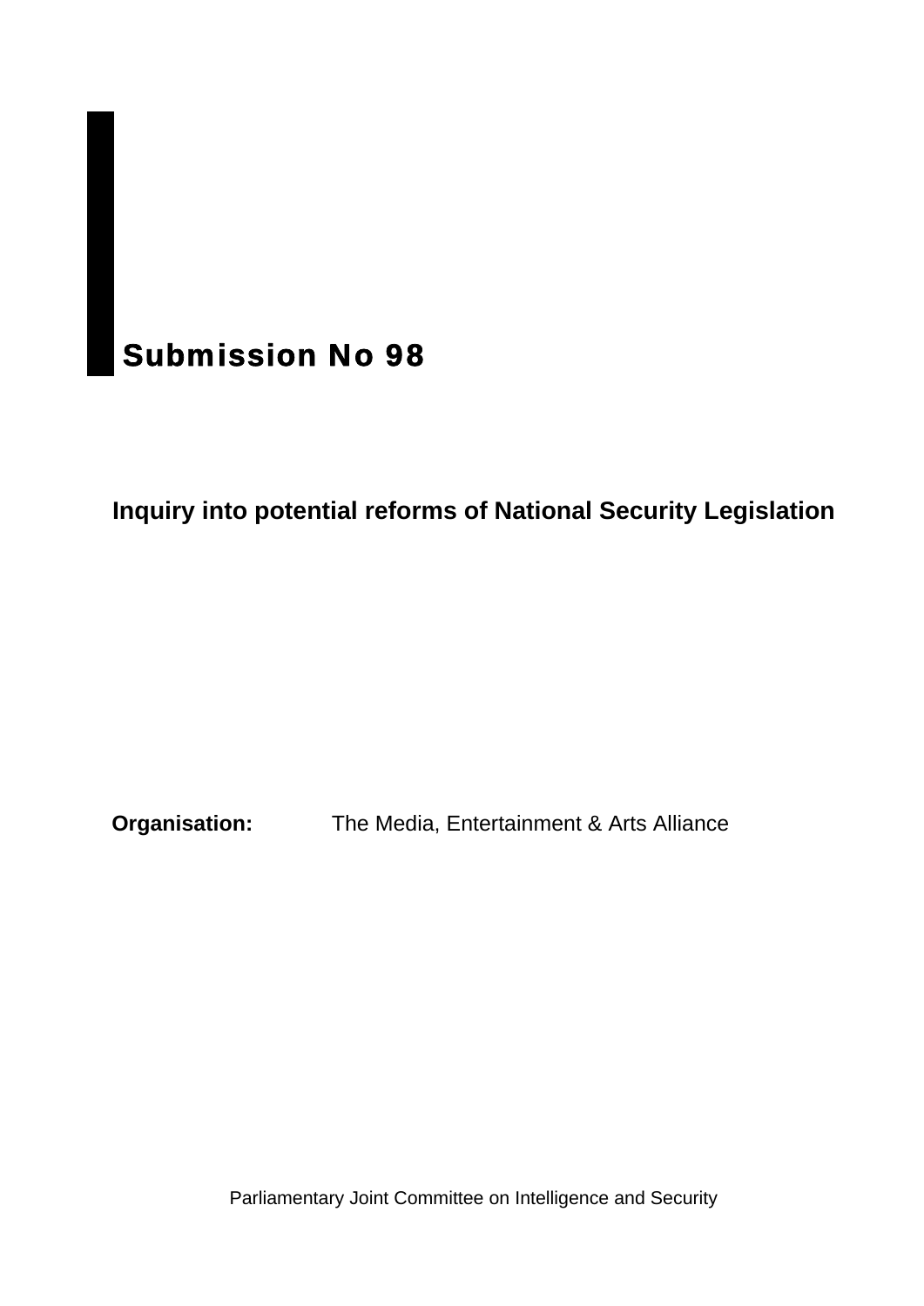# Submission No 98

## Inquiry into potential reforms of National Security Legislation

**Organisation:** The Media, Entertainment & Arts Alliance

Parliamentary Joint Committee on Intelligence and Security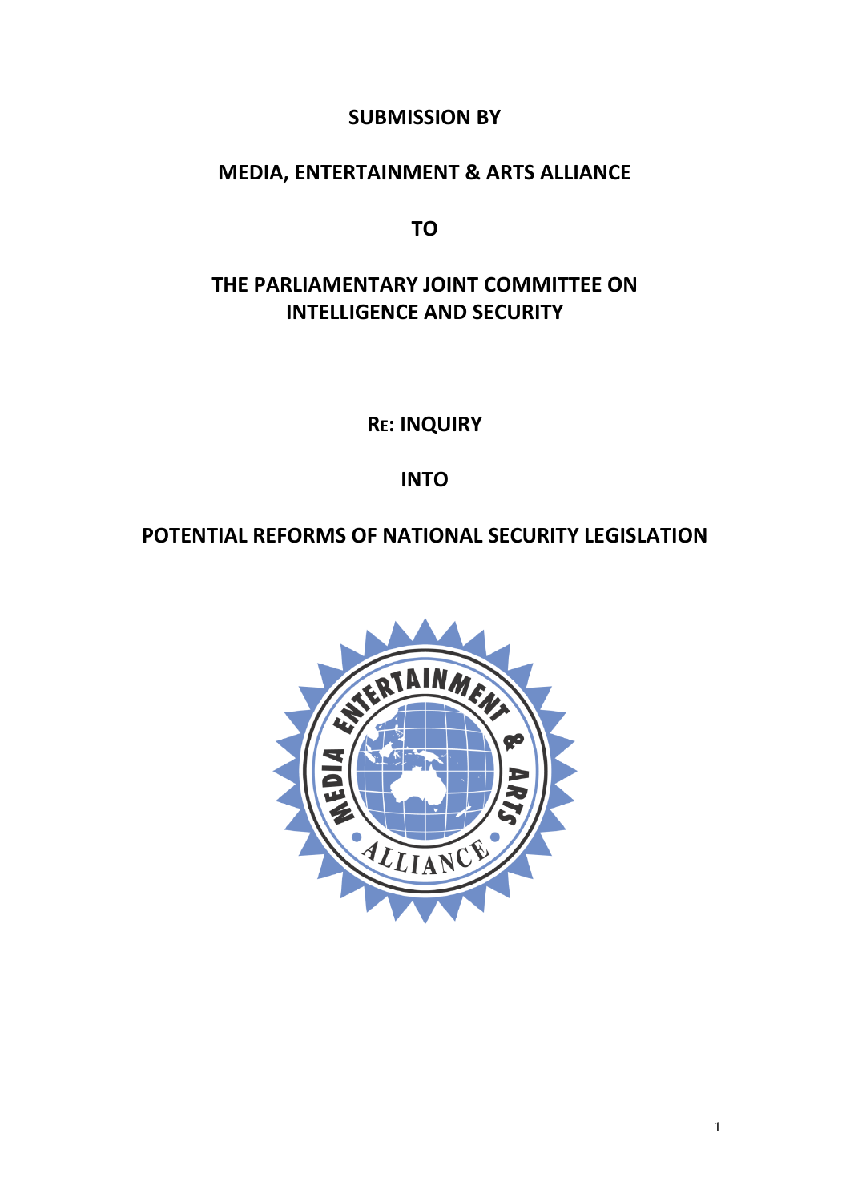**SUBMISSION BY**

**MEDIA, ENTERTAINMENT & ARTS ALLIANCE**

**TO**

**THE PARLIAMENTARY JOINT COMMITTEE ON INTELLIGENCE AND SECURITY**

**RE: INQUIRY**

**INTO**

**POTENTIAL REFORMS OF NATIONAL SECURITY LEGISLATION**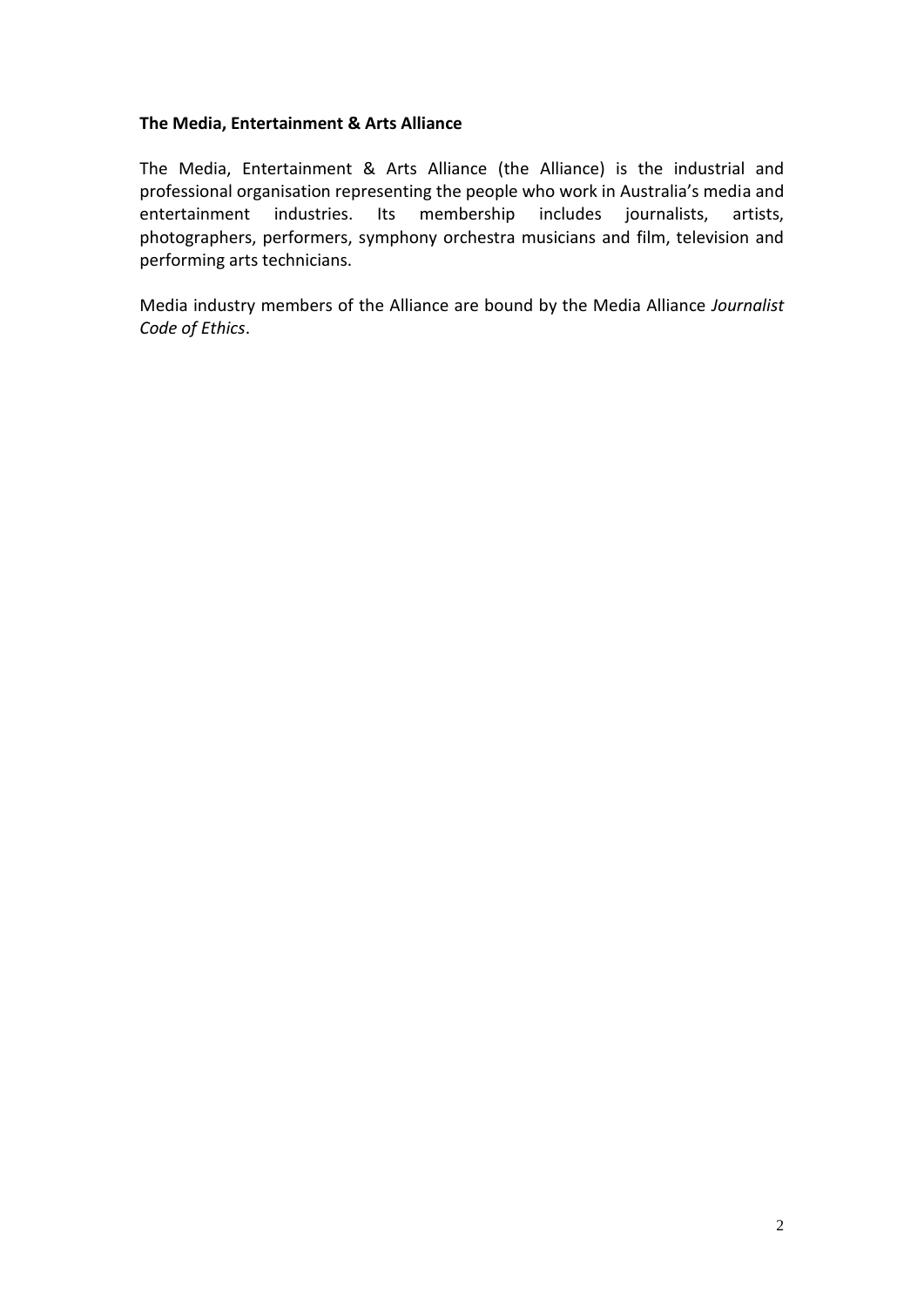**The Media, Entertainment & Arts Alliance**

The Media, Entertainment & Arts Alliance (the Alliance) is the industrial and professional organisation representing the people who work in Australia's media and entertainment industries. Its membership includes journalists, artists, photographers, performers, symphony orchestra musicians and film, television and performing arts technicians.

Media industry members of the Alliance are bound by the Media Alliance *Journalist Code of Ethics*.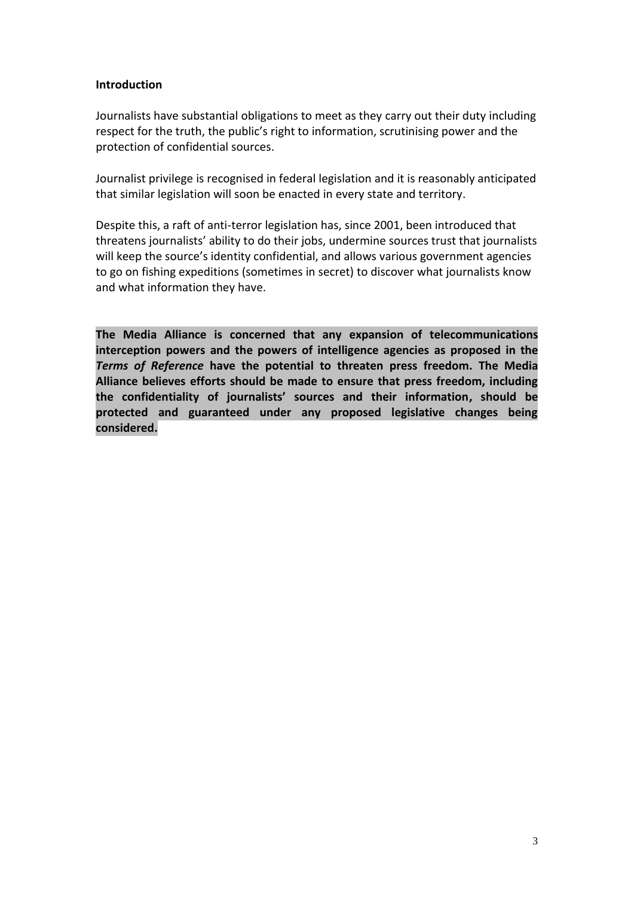**Introduction**

Journalists have substantial obligations to meet as they carry out their duty including respect for the truth, the public's right to information, scrutinising power and the protection of confidential sources.

Journalist privilege is recognised in federal legislation and it is reasonably anticipated that similar legislation will soon be enacted in every state and territory.

Despite this, a raft of anti-terror legislation has, since 2001, been introduced that threatens journalists' ability to do their jobs, undermine sources trust that journalists will keep the source's identity confidential, and allows various government agencies to go on fishing expeditions (sometimes in secret) to discover what journalists know and what information they have.

**The Media Alliance is concerned that any expansion of telecommunications interception powers and the powers of intelligence agencies as proposed in the *Terms of Reference* have the potential to threaten press freedom. The Media Alliance believes efforts should be made to ensure that press freedom, including the confidentiality of journalists' sources and their information, should be protected and guaranteed under any proposed legislative changes being considered.**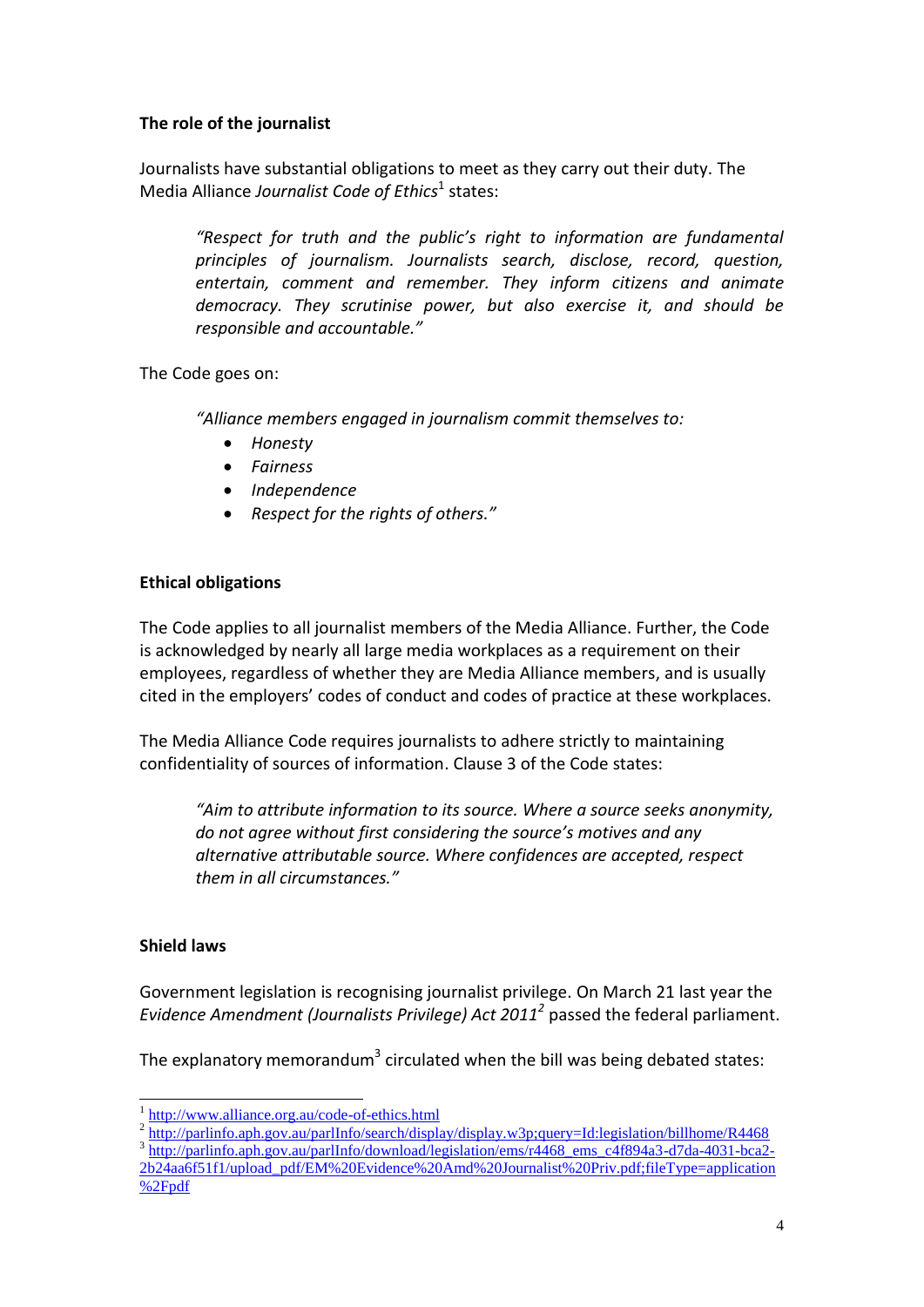**The role of the journalist**

Journalists have substantial obligations to meet as they carry out their duty. The Media Alliance *Journalist Code of Ethics*[1] states:

> *"Respect for truth and the public's right to information are fundamental principles of journalism. Journalists search, disclose, record, question, entertain, comment and remember. They inform citizens and animate democracy. They scrutinise power, but also exercise it, and should be responsible and accountable."*

The Code goes on:

> *"Alliance members engaged in journalism commit themselves to:*
>
> - *Honesty*
> - *Fairness*
> - *Independence*
> - *Respect for the rights of others."*

**Ethical obligations**

The Code applies to all journalist members of the Media Alliance. Further, the Code is acknowledged by nearly all large media workplaces as a requirement on their employees, regardless of whether they are Media Alliance members, and is usually cited in the employers' codes of conduct and codes of practice at these workplaces.

The Media Alliance Code requires journalists to adhere strictly to maintaining confidentiality of sources of information. Clause 3 of the Code states:

> *"Aim to attribute information to its source. Where a source seeks anonymity, do not agree without first considering the source's motives and any alternative attributable source. Where confidences are accepted, respect them in all circumstances."*

**Shield laws**

Government legislation is recognising journalist privilege. On March 21 last year the *Evidence Amendment (Journalists Privilege) Act 2011*[2] passed the federal parliament.

The explanatory memorandum[3] circulated when the bill was being debated states:

---

[1] http://www.alliance.org.au/code-of-ethics.html

[2] http://parlinfo.aph.gov.au/parlInfo/search/display/display.w3p;query=Id:legislation/billhome/R4468

[3] http://parlinfo.aph.gov.au/parlInfo/download/legislation/ems/r4468_ems_c4f894a3-d7da-4031-bca2-2b24aa6f51f1/upload_pdf/EM%20Evidence%20Amd%20Journalist%20Priv.pdf;fileType=application%2Fpdf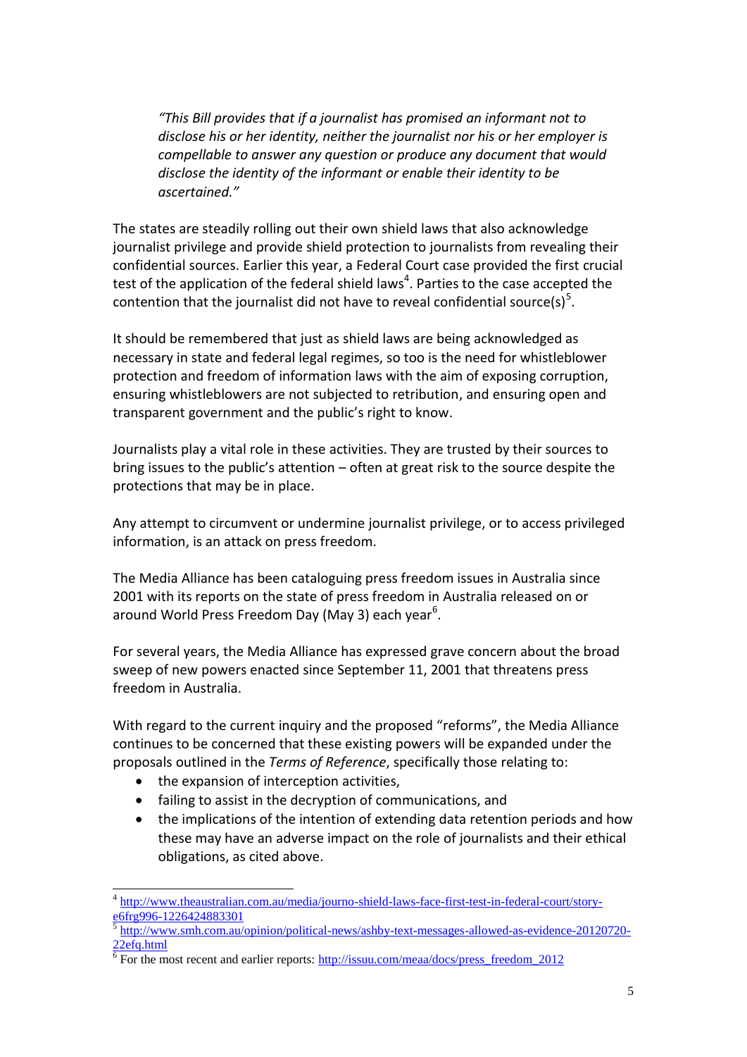> *"This Bill provides that if a journalist has promised an informant not to disclose his or her identity, neither the journalist nor his or her employer is compellable to answer any question or produce any document that would disclose the identity of the informant or enable their identity to be ascertained."*

The states are steadily rolling out their own shield laws that also acknowledge journalist privilege and provide shield protection to journalists from revealing their confidential sources. Earlier this year, a Federal Court case provided the first crucial test of the application of the federal shield laws[4]. Parties to the case accepted the contention that the journalist did not have to reveal confidential source(s)[5].

It should be remembered that just as shield laws are being acknowledged as necessary in state and federal legal regimes, so too is the need for whistleblower protection and freedom of information laws with the aim of exposing corruption, ensuring whistleblowers are not subjected to retribution, and ensuring open and transparent government and the public's right to know.

Journalists play a vital role in these activities. They are trusted by their sources to bring issues to the public's attention – often at great risk to the source despite the protections that may be in place.

Any attempt to circumvent or undermine journalist privilege, or to access privileged information, is an attack on press freedom.

The Media Alliance has been cataloguing press freedom issues in Australia since 2001 with its reports on the state of press freedom in Australia released on or around World Press Freedom Day (May 3) each year[6].

For several years, the Media Alliance has expressed grave concern about the broad sweep of new powers enacted since September 11, 2001 that threatens press freedom in Australia.

With regard to the current inquiry and the proposed "reforms", the Media Alliance continues to be concerned that these existing powers will be expanded under the proposals outlined in the *Terms of Reference*, specifically those relating to:

- the expansion of interception activities,
- failing to assist in the decryption of communications, and
- the implications of the intention of extending data retention periods and how these may have an adverse impact on the role of journalists and their ethical obligations, as cited above.

---

[4] http://www.theaustralian.com.au/media/journo-shield-laws-face-first-test-in-federal-court/story-e6frg996-1226424883301

[5] http://www.smh.com.au/opinion/political-news/ashby-text-messages-allowed-as-evidence-20120720-22efq.html

[6] For the most recent and earlier reports: http://issuu.com/meaa/docs/press_freedom_2012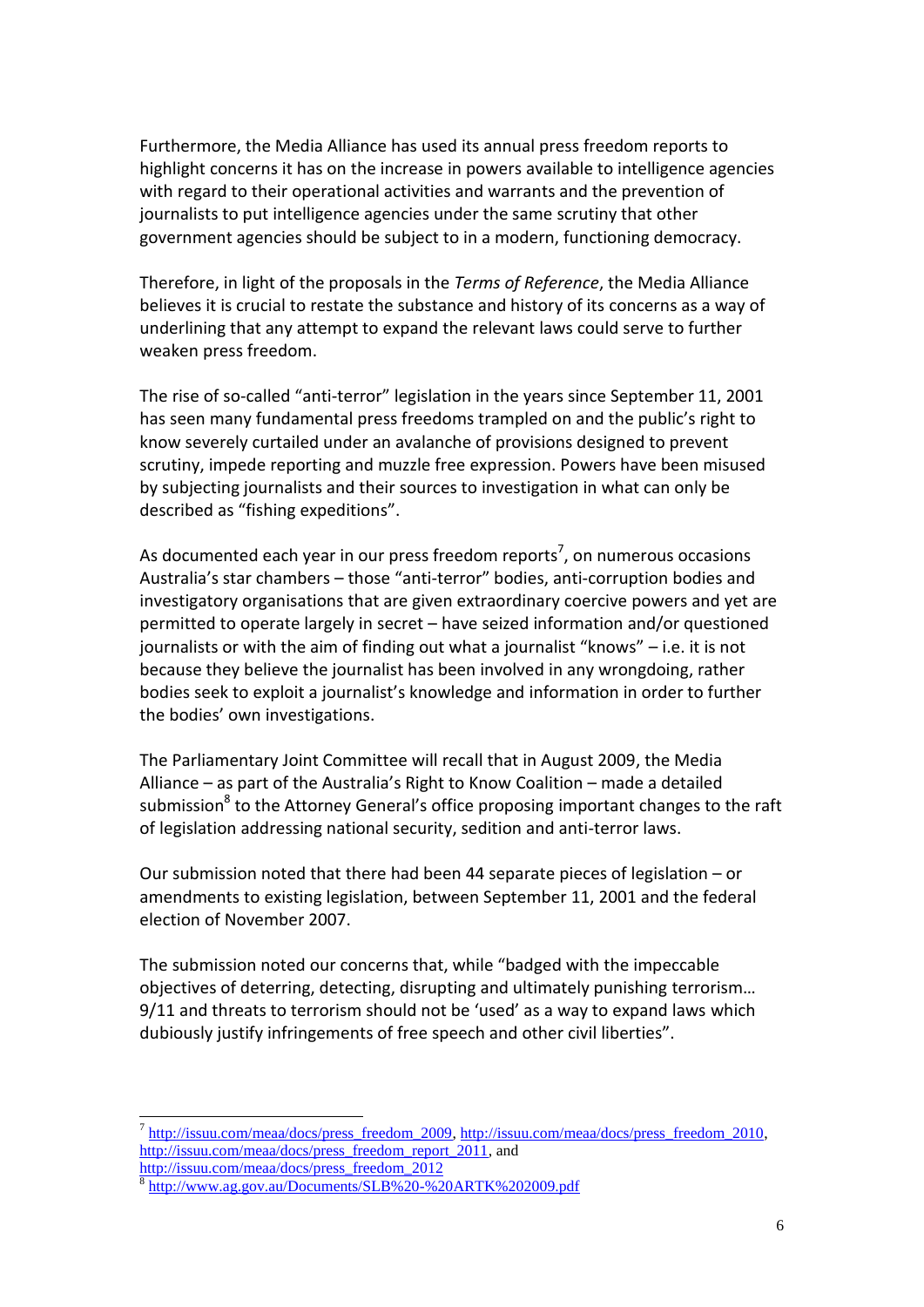Furthermore, the Media Alliance has used its annual press freedom reports to highlight concerns it has on the increase in powers available to intelligence agencies with regard to their operational activities and warrants and the prevention of journalists to put intelligence agencies under the same scrutiny that other government agencies should be subject to in a modern, functioning democracy.

Therefore, in light of the proposals in the *Terms of Reference*, the Media Alliance believes it is crucial to restate the substance and history of its concerns as a way of underlining that any attempt to expand the relevant laws could serve to further weaken press freedom.

The rise of so-called "anti-terror" legislation in the years since September 11, 2001 has seen many fundamental press freedoms trampled on and the public's right to know severely curtailed under an avalanche of provisions designed to prevent scrutiny, impede reporting and muzzle free expression. Powers have been misused by subjecting journalists and their sources to investigation in what can only be described as "fishing expeditions".

As documented each year in our press freedom reports[7], on numerous occasions Australia's star chambers – those "anti-terror" bodies, anti-corruption bodies and investigatory organisations that are given extraordinary coercive powers and yet are permitted to operate largely in secret – have seized information and/or questioned journalists or with the aim of finding out what a journalist "knows" – i.e. it is not because they believe the journalist has been involved in any wrongdoing, rather bodies seek to exploit a journalist's knowledge and information in order to further the bodies' own investigations.

The Parliamentary Joint Committee will recall that in August 2009, the Media Alliance – as part of the Australia's Right to Know Coalition – made a detailed submission[8] to the Attorney General's office proposing important changes to the raft of legislation addressing national security, sedition and anti-terror laws.

Our submission noted that there had been 44 separate pieces of legislation – or amendments to existing legislation, between September 11, 2001 and the federal election of November 2007.

The submission noted our concerns that, while "badged with the impeccable objectives of deterring, detecting, disrupting and ultimately punishing terrorism… 9/11 and threats to terrorism should not be 'used' as a way to expand laws which dubiously justify infringements of free speech and other civil liberties".

---

[7] http://issuu.com/meaa/docs/press_freedom_2009, http://issuu.com/meaa/docs/press_freedom_2010, http://issuu.com/meaa/docs/press_freedom_report_2011, and http://issuu.com/meaa/docs/press_freedom_2012

[8] http://www.ag.gov.au/Documents/SLB%20-%20ARTK%202009.pdf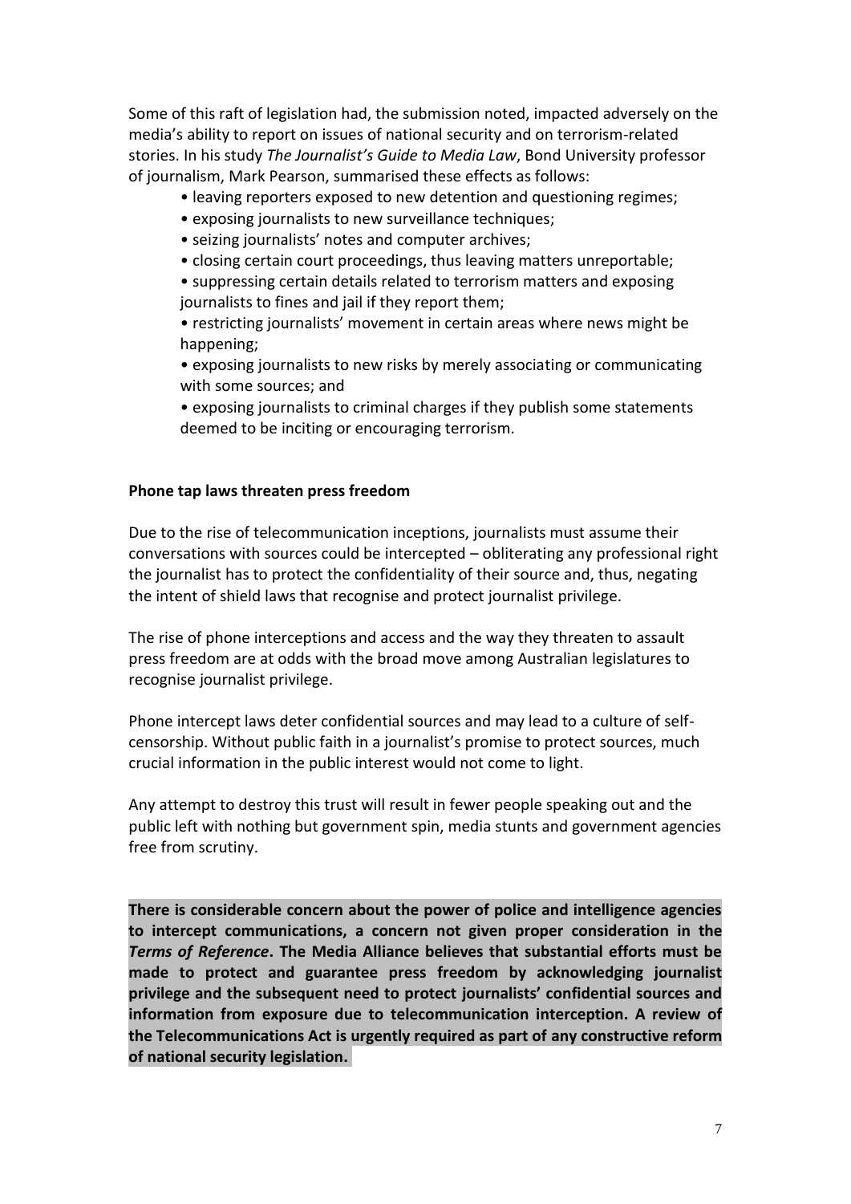Some of this raft of legislation had, the submission noted, impacted adversely on the media's ability to report on issues of national security and on terrorism-related stories. In his study *The Journalist's Guide to Media Law*, Bond University professor of journalism, Mark Pearson, summarised these effects as follows:

- leaving reporters exposed to new detention and questioning regimes;
- exposing journalists to new surveillance techniques;
- seizing journalists' notes and computer archives;
- closing certain court proceedings, thus leaving matters unreportable;
- suppressing certain details related to terrorism matters and exposing journalists to fines and jail if they report them;
- restricting journalists' movement in certain areas where news might be happening;
- exposing journalists to new risks by merely associating or communicating with some sources; and
- exposing journalists to criminal charges if they publish some statements deemed to be inciting or encouraging terrorism.

**Phone tap laws threaten press freedom**

Due to the rise of telecommunication inceptions, journalists must assume their conversations with sources could be intercepted – obliterating any professional right the journalist has to protect the confidentiality of their source and, thus, negating the intent of shield laws that recognise and protect journalist privilege.

The rise of phone interceptions and access and the way they threaten to assault press freedom are at odds with the broad move among Australian legislatures to recognise journalist privilege.

Phone intercept laws deter confidential sources and may lead to a culture of self-censorship. Without public faith in a journalist's promise to protect sources, much crucial information in the public interest would not come to light.

Any attempt to destroy this trust will result in fewer people speaking out and the public left with nothing but government spin, media stunts and government agencies free from scrutiny.

**There is considerable concern about the power of police and intelligence agencies to intercept communications, a concern not given proper consideration in the *Terms of Reference*. The Media Alliance believes that substantial efforts must be made to protect and guarantee press freedom by acknowledging journalist privilege and the subsequent need to protect journalists' confidential sources and information from exposure due to telecommunication interception. A review of the Telecommunications Act is urgently required as part of any constructive reform of national security legislation.**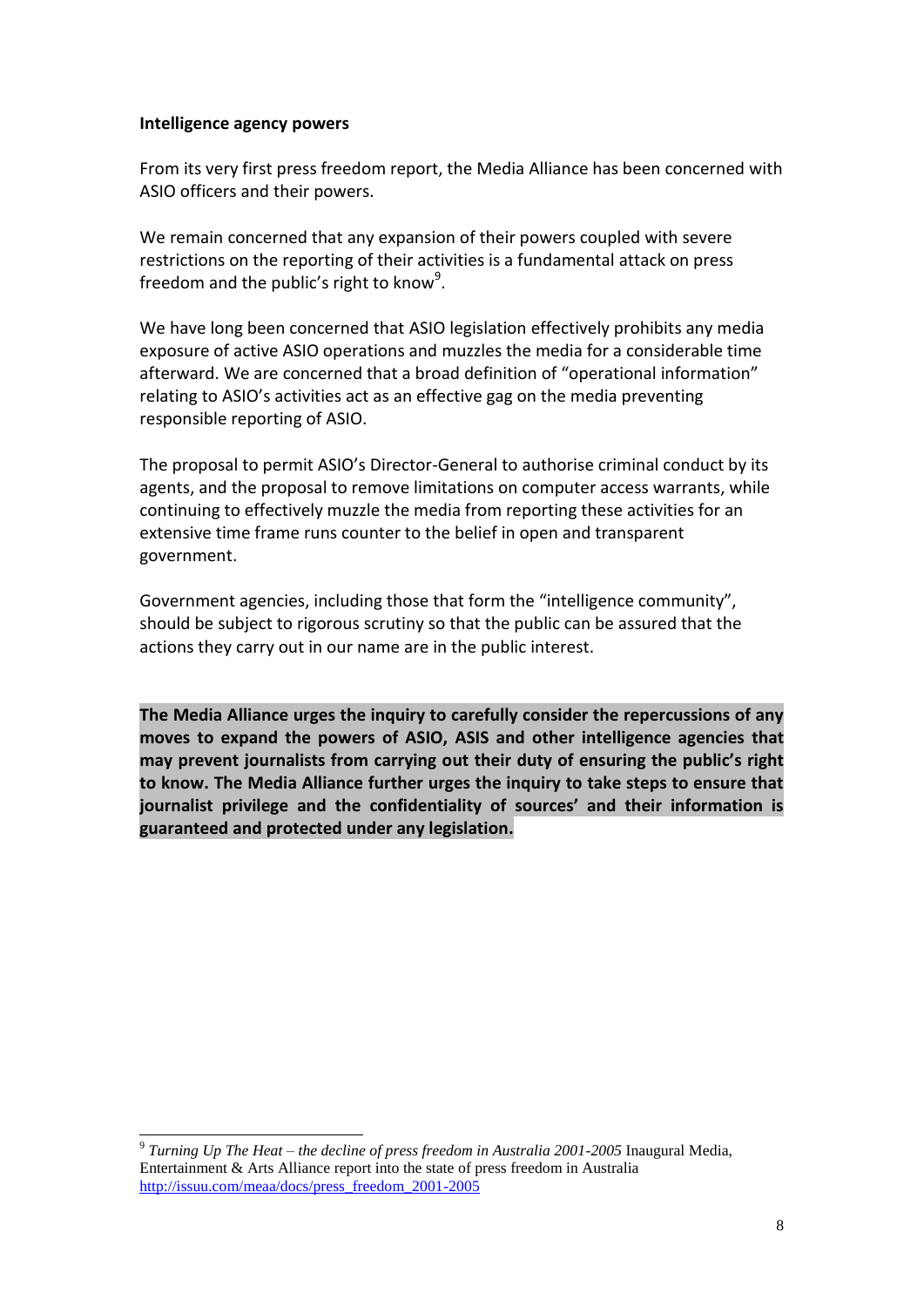**Intelligence agency powers**

From its very first press freedom report, the Media Alliance has been concerned with ASIO officers and their powers.

We remain concerned that any expansion of their powers coupled with severe restrictions on the reporting of their activities is a fundamental attack on press freedom and the public's right to know[9].

We have long been concerned that ASIO legislation effectively prohibits any media exposure of active ASIO operations and muzzles the media for a considerable time afterward. We are concerned that a broad definition of "operational information" relating to ASIO's activities act as an effective gag on the media preventing responsible reporting of ASIO.

The proposal to permit ASIO's Director-General to authorise criminal conduct by its agents, and the proposal to remove limitations on computer access warrants, while continuing to effectively muzzle the media from reporting these activities for an extensive time frame runs counter to the belief in open and transparent government.

Government agencies, including those that form the "intelligence community", should be subject to rigorous scrutiny so that the public can be assured that the actions they carry out in our name are in the public interest.

**The Media Alliance urges the inquiry to carefully consider the repercussions of any moves to expand the powers of ASIO, ASIS and other intelligence agencies that may prevent journalists from carrying out their duty of ensuring the public's right to know. The Media Alliance further urges the inquiry to take steps to ensure that journalist privilege and the confidentiality of sources' and their information is guaranteed and protected under any legislation.**

---

[9] *Turning Up The Heat – the decline of press freedom in Australia 2001-2005* Inaugural Media, Entertainment & Arts Alliance report into the state of press freedom in Australia http://issuu.com/meaa/docs/press_freedom_2001-2005